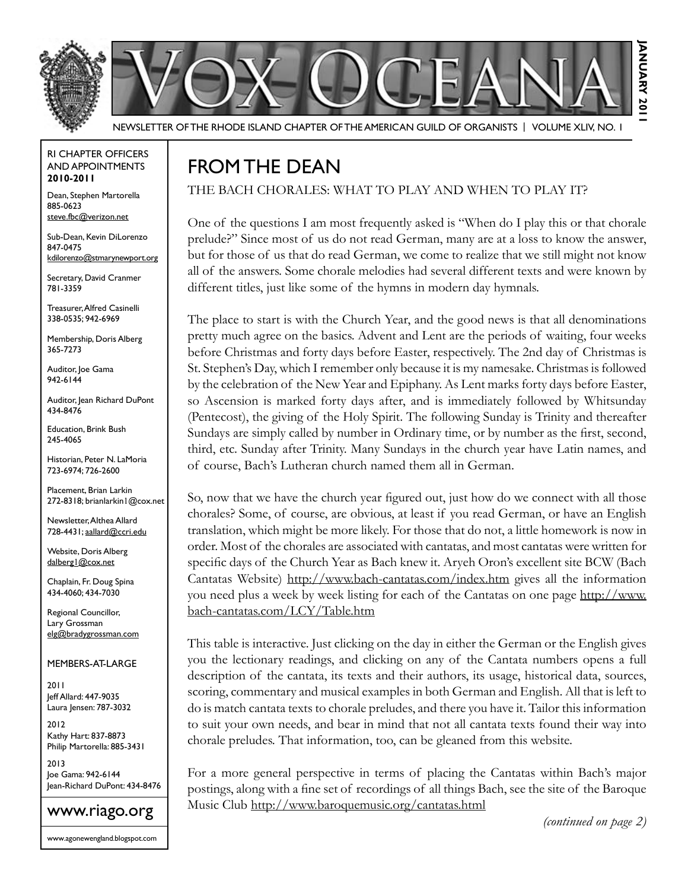# VOX OCEANA

NEWSLETTER OF THE RHODE ISLAND CHAPTER OF THE AMERICAN GUILD OF ORGANISTS | VOLUME XLIV, NO. 1

JANUARY 2011

RI CHAPTER OFFICERS AND APPOINTMENTS **2010-2011**

Dean, Stephen Martorella
885-0623
steve.fbc@verizon.net

Sub-Dean, Kevin DiLorenzo
847-0475
kdilorenzo@stmarynewport.org

Secretary, David Cranmer
781-3359

Treasurer, Alfred Casinelli
338-0535; 942-6969

Membership, Doris Alberg
365-7273

Auditor, Joe Gama
942-6144

Auditor, Jean Richard DuPont
434-8476

Education, Brink Bush
245-4065

Historian, Peter N. LaMoria
723-6974; 726-2600

Placement, Brian Larkin
272-8318; brianlarkin1@cox.net

Newsletter, Althea Allard
728-4431; aallard@ccri.edu

Website, Doris Alberg
dalberg1@cox.net

Chaplain, Fr. Doug Spina
434-4060; 434-7030

Regional Councillor,
Lary Grossman
elg@bradygrossman.com

MEMBERS-AT-LARGE

2011
Jeff Allard: 447-9035
Laura Jensen: 787-3032

2012
Kathy Hart: 837-8873
Philip Martorella: 885-3431

2013
Joe Gama: 942-6144
Jean-Richard DuPont: 434-8476

www.riago.org

www.agonewengland.blogspot.com

## FROM THE DEAN

THE BACH CHORALES: WHAT TO PLAY AND WHEN TO PLAY IT?

One of the questions I am most frequently asked is "When do I play this or that chorale prelude?" Since most of us do not read German, many are at a loss to know the answer, but for those of us that do read German, we come to realize that we still might not know all of the answers. Some chorale melodies had several different texts and were known by different titles, just like some of the hymns in modern day hymnals.

The place to start is with the Church Year, and the good news is that all denominations pretty much agree on the basics. Advent and Lent are the periods of waiting, four weeks before Christmas and forty days before Easter, respectively. The 2nd day of Christmas is St. Stephen's Day, which I remember only because it is my namesake. Christmas is followed by the celebration of the New Year and Epiphany. As Lent marks forty days before Easter, so Ascension is marked forty days after, and is immediately followed by Whitsunday (Pentecost), the giving of the Holy Spirit. The following Sunday is Trinity and thereafter Sundays are simply called by number in Ordinary time, or by number as the first, second, third, etc. Sunday after Trinity. Many Sundays in the church year have Latin names, and of course, Bach's Lutheran church named them all in German.

So, now that we have the church year figured out, just how do we connect with all those chorales? Some, of course, are obvious, at least if you read German, or have an English translation, which might be more likely. For those that do not, a little homework is now in order. Most of the chorales are associated with cantatas, and most cantatas were written for specific days of the Church Year as Bach knew it. Aryeh Oron's excellent site BCW (Bach Cantatas Website) http://www.bach-cantatas.com/index.htm gives all the information you need plus a week by week listing for each of the Cantatas on one page http://www.bach-cantatas.com/LCY/Table.htm

This table is interactive. Just clicking on the day in either the German or the English gives you the lectionary readings, and clicking on any of the Cantata numbers opens a full description of the cantata, its texts and their authors, its usage, historical data, sources, scoring, commentary and musical examples in both German and English. All that is left to do is match cantata texts to chorale preludes, and there you have it. Tailor this information to suit your own needs, and bear in mind that not all cantata texts found their way into chorale preludes. That information, too, can be gleaned from this website.

For a more general perspective in terms of placing the Cantatas within Bach's major postings, along with a fine set of recordings of all things Bach, see the site of the Baroque Music Club http://www.baroquemusic.org/cantatas.html

*(continued on page 2)*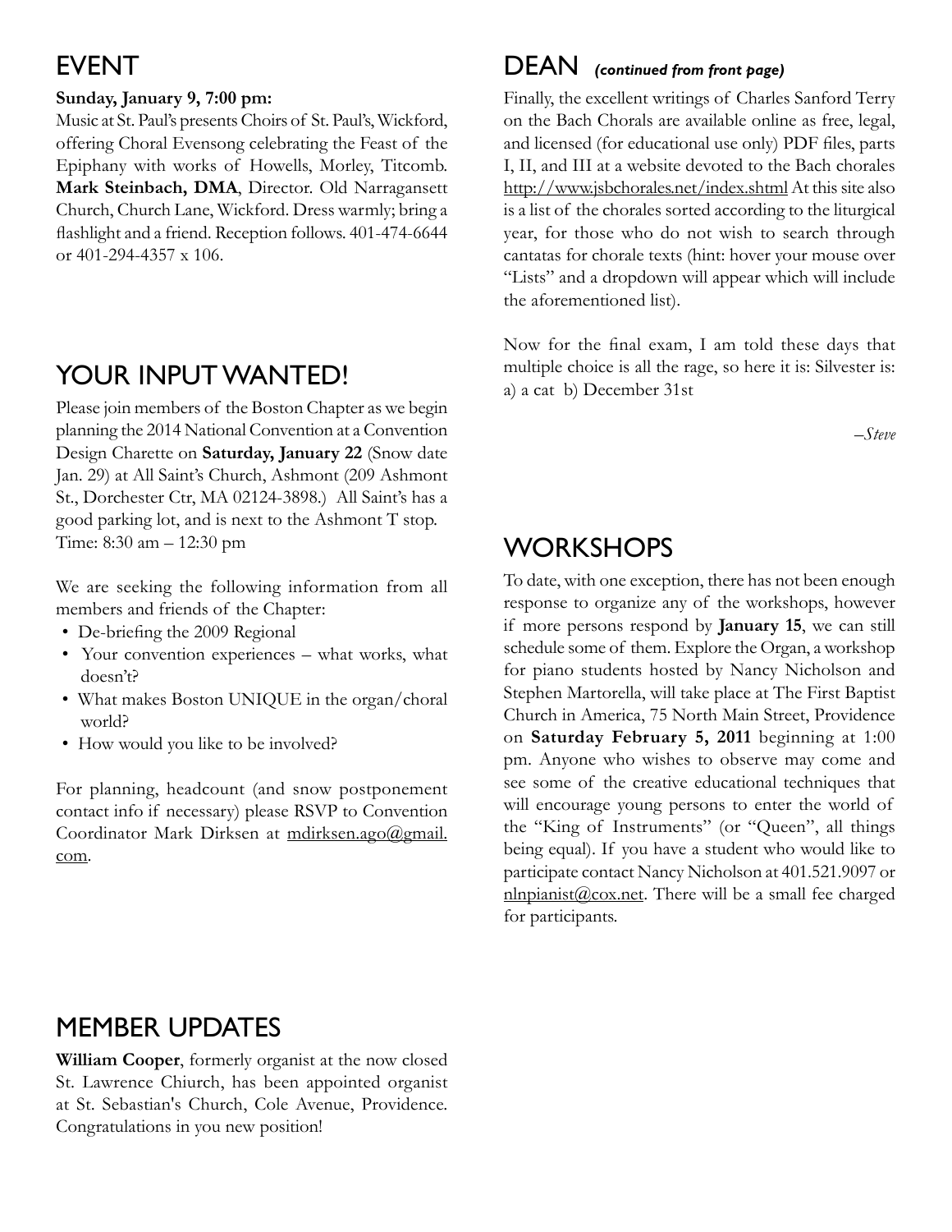## EVENT

**Sunday, January 9, 7:00 pm:**
Music at St. Paul's presents Choirs of St. Paul's, Wickford, offering Choral Evensong celebrating the Feast of the Epiphany with works of Howells, Morley, Titcomb. **Mark Steinbach, DMA**, Director. Old Narragansett Church, Church Lane, Wickford. Dress warmly; bring a flashlight and a friend. Reception follows. 401-474-6644 or 401-294-4357 x 106.

## YOUR INPUT WANTED!

Please join members of the Boston Chapter as we begin planning the 2014 National Convention at a Convention Design Charette on **Saturday, January 22** (Snow date Jan. 29) at All Saint's Church, Ashmont (209 Ashmont St., Dorchester Ctr, MA 02124-3898.) All Saint's has a good parking lot, and is next to the Ashmont T stop. Time: 8:30 am – 12:30 pm

We are seeking the following information from all members and friends of the Chapter:

- De-briefing the 2009 Regional
- Your convention experiences – what works, what doesn't?
- What makes Boston UNIQUE in the organ/choral world?
- How would you like to be involved?

For planning, headcount (and snow postponement contact info if necessary) please RSVP to Convention Coordinator Mark Dirksen at mdirksen.ago@gmail.com.

## MEMBER UPDATES

**William Cooper**, formerly organist at the now closed St. Lawrence Chiurch, has been appointed organist at St. Sebastian's Church, Cole Avenue, Providence. Congratulations in you new position!

## DEAN *(continued from front page)*

Finally, the excellent writings of Charles Sanford Terry on the Bach Chorals are available online as free, legal, and licensed (for educational use only) PDF files, parts I, II, and III at a website devoted to the Bach chorales http://www.jsbchorales.net/index.shtml At this site also is a list of the chorales sorted according to the liturgical year, for those who do not wish to search through cantatas for chorale texts (hint: hover your mouse over "Lists" and a dropdown will appear which will include the aforementioned list).

Now for the final exam, I am told these days that multiple choice is all the rage, so here it is: Silvester is: a) a cat b) December 31st

*–Steve*

## WORKSHOPS

To date, with one exception, there has not been enough response to organize any of the workshops, however if more persons respond by **January 15**, we can still schedule some of them. Explore the Organ, a workshop for piano students hosted by Nancy Nicholson and Stephen Martorella, will take place at The First Baptist Church in America, 75 North Main Street, Providence on **Saturday February 5, 2011** beginning at 1:00 pm. Anyone who wishes to observe may come and see some of the creative educational techniques that will encourage young persons to enter the world of the "King of Instruments" (or "Queen", all things being equal). If you have a student who would like to participate contact Nancy Nicholson at 401.521.9097 or nlnpianist@cox.net. There will be a small fee charged for participants.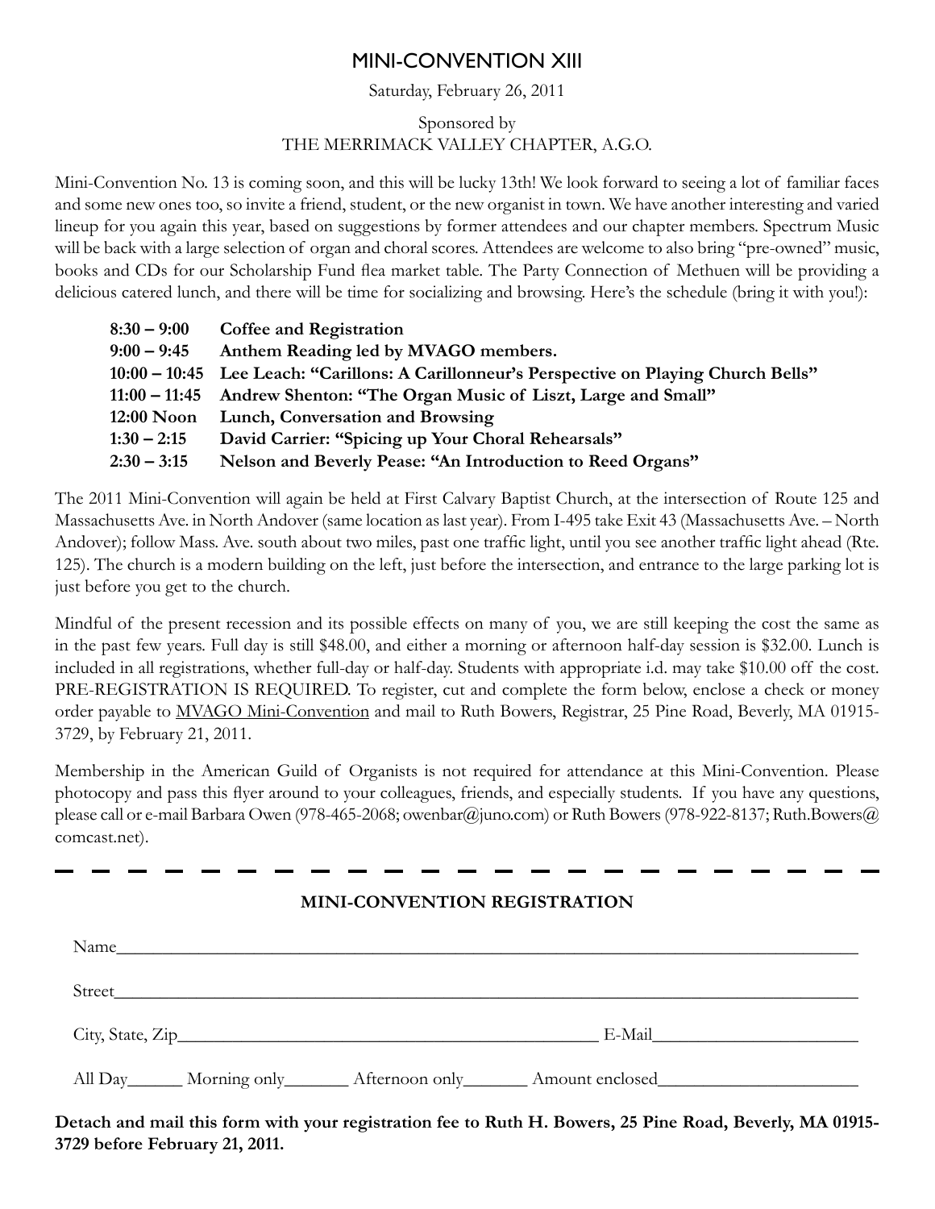# MINI-CONVENTION XIII

Saturday, February 26, 2011

Sponsored by
THE MERRIMACK VALLEY CHAPTER, A.G.O.

Mini-Convention No. 13 is coming soon, and this will be lucky 13th! We look forward to seeing a lot of familiar faces and some new ones too, so invite a friend, student, or the new organist in town. We have another interesting and varied lineup for you again this year, based on suggestions by former attendees and our chapter members. Spectrum Music will be back with a large selection of organ and choral scores. Attendees are welcome to also bring "pre-owned" music, books and CDs for our Scholarship Fund flea market table. The Party Connection of Methuen will be providing a delicious catered lunch, and there will be time for socializing and browsing. Here's the schedule (bring it with you!):

| | |
|---|---|
| **8:30 – 9:00** | **Coffee and Registration** |
| **9:00 – 9:45** | **Anthem Reading led by MVAGO members.** |
| **10:00 – 10:45** | **Lee Leach: "Carillons: A Carillonneur's Perspective on Playing Church Bells"** |
| **11:00 – 11:45** | **Andrew Shenton: "The Organ Music of Liszt, Large and Small"** |
| **12:00 Noon** | **Lunch, Conversation and Browsing** |
| **1:30 – 2:15** | **David Carrier: "Spicing up Your Choral Rehearsals"** |
| **2:30 – 3:15** | **Nelson and Beverly Pease: "An Introduction to Reed Organs"** |

The 2011 Mini-Convention will again be held at First Calvary Baptist Church, at the intersection of Route 125 and Massachusetts Ave. in North Andover (same location as last year). From I-495 take Exit 43 (Massachusetts Ave. – North Andover); follow Mass. Ave. south about two miles, past one traffic light, until you see another traffic light ahead (Rte. 125). The church is a modern building on the left, just before the intersection, and entrance to the large parking lot is just before you get to the church.

Mindful of the present recession and its possible effects on many of you, we are still keeping the cost the same as in the past few years. Full day is still $48.00, and either a morning or afternoon half-day session is $32.00. Lunch is included in all registrations, whether full-day or half-day. Students with appropriate i.d. may take $10.00 off the cost. PRE-REGISTRATION IS REQUIRED. To register, cut and complete the form below, enclose a check or money order payable to <u>MVAGO Mini-Convention</u> and mail to Ruth Bowers, Registrar, 25 Pine Road, Beverly, MA 01915-3729, by February 21, 2011.

Membership in the American Guild of Organists is not required for attendance at this Mini-Convention. Please photocopy and pass this flyer around to your colleagues, friends, and especially students. If you have any questions, please call or e-mail Barbara Owen (978-465-2068; owenbar@juno.com) or Ruth Bowers (978-922-8137; Ruth.Bowers@comcast.net).

---

**MINI-CONVENTION REGISTRATION**

Name____________________________________________

Street____________________________________________

City, State, Zip______________________________ E-Mail______________________

All Day______ Morning only_______ Afternoon only_______ Amount enclosed______________________

**Detach and mail this form with your registration fee to Ruth H. Bowers, 25 Pine Road, Beverly, MA 01915-3729 before February 21, 2011.**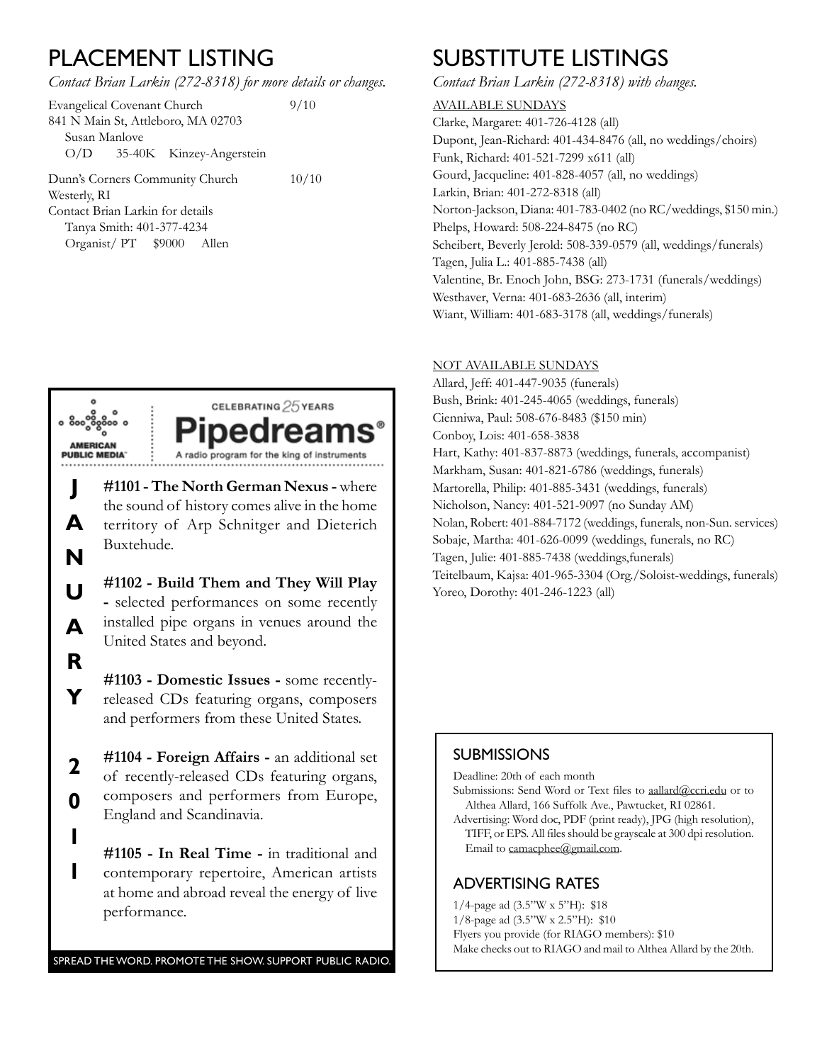# PLACEMENT LISTING

*Contact Brian Larkin (272-8318) for more details or changes.*

Evangelical Covenant Church 9/10
841 N Main St, Attleboro, MA 02703
Susan Manlove
O/D 35-40K Kinzey-Angerstein

Dunn's Corners Community Church 10/10
Westerly, RI
Contact Brian Larkin for details
Tanya Smith: 401-377-4234
Organist/ PT $9000 Allen

CELEBRATING 25 YEARS

AMERICAN PUBLIC MEDIA

**Pipedreams®**

A radio program for the king of instruments

JANUARY 2011

**#1101 - The North German Nexus -** where the sound of history comes alive in the home territory of Arp Schnitger and Dieterich Buxtehude.

**#1102 - Build Them and They Will Play -** selected performances on some recently installed pipe organs in venues around the United States and beyond.

**#1103 - Domestic Issues -** some recently-released CDs featuring organs, composers and performers from these United States.

**#1104 - Foreign Affairs -** an additional set of recently-released CDs featuring organs, composers and performers from Europe, England and Scandinavia.

**#1105 - In Real Time -** in traditional and contemporary repertoire, American artists at home and abroad reveal the energy of live performance.

SPREAD THE WORD. PROMOTE THE SHOW. SUPPORT PUBLIC RADIO.

# SUBSTITUTE LISTINGS

*Contact Brian Larkin (272-8318) with changes.*

AVAILABLE SUNDAYS

Clarke, Margaret: 401-726-4128 (all)
Dupont, Jean-Richard: 401-434-8476 (all, no weddings/choirs)
Funk, Richard: 401-521-7299 x611 (all)
Gourd, Jacqueline: 401-828-4057 (all, no weddings)
Larkin, Brian: 401-272-8318 (all)
Norton-Jackson, Diana: 401-783-0402 (no RC/weddings, $150 min.)
Phelps, Howard: 508-224-8475 (no RC)
Scheibert, Beverly Jerold: 508-339-0579 (all, weddings/funerals)
Tagen, Julia L.: 401-885-7438 (all)
Valentine, Br. Enoch John, BSG: 273-1731 (funerals/weddings)
Westhaver, Verna: 401-683-2636 (all, interim)
Wiant, William: 401-683-3178 (all, weddings/funerals)

NOT AVAILABLE SUNDAYS

Allard, Jeff: 401-447-9035 (funerals)
Bush, Brink: 401-245-4065 (weddings, funerals)
Cienniwa, Paul: 508-676-8483 ($150 min)
Conboy, Lois: 401-658-3838
Hart, Kathy: 401-837-8873 (weddings, funerals, accompanist)
Markham, Susan: 401-821-6786 (weddings, funerals)
Martorella, Philip: 401-885-3431 (weddings, funerals)
Nicholson, Nancy: 401-521-9097 (no Sunday AM)
Nolan, Robert: 401-884-7172 (weddings, funerals, non-Sun. services)
Sobaje, Martha: 401-626-0099 (weddings, funerals, no RC)
Tagen, Julie: 401-885-7438 (weddings,funerals)
Teitelbaum, Kajsa: 401-965-3304 (Org./Soloist-weddings, funerals)
Yoreo, Dorothy: 401-246-1223 (all)

## SUBMISSIONS

Deadline: 20th of each month
Submissions: Send Word or Text files to aallard@ccri.edu or to Althea Allard, 166 Suffolk Ave., Pawtucket, RI 02861.
Advertising: Word doc, PDF (print ready), JPG (high resolution), TIFF, or EPS. All files should be grayscale at 300 dpi resolution. Email to camacphee@gmail.com.

## ADVERTISING RATES

1/4-page ad (3.5"W x 5"H): $18
1/8-page ad (3.5"W x 2.5"H): $10
Flyers you provide (for RIAGO members): $10
Make checks out to RIAGO and mail to Althea Allard by the 20th.